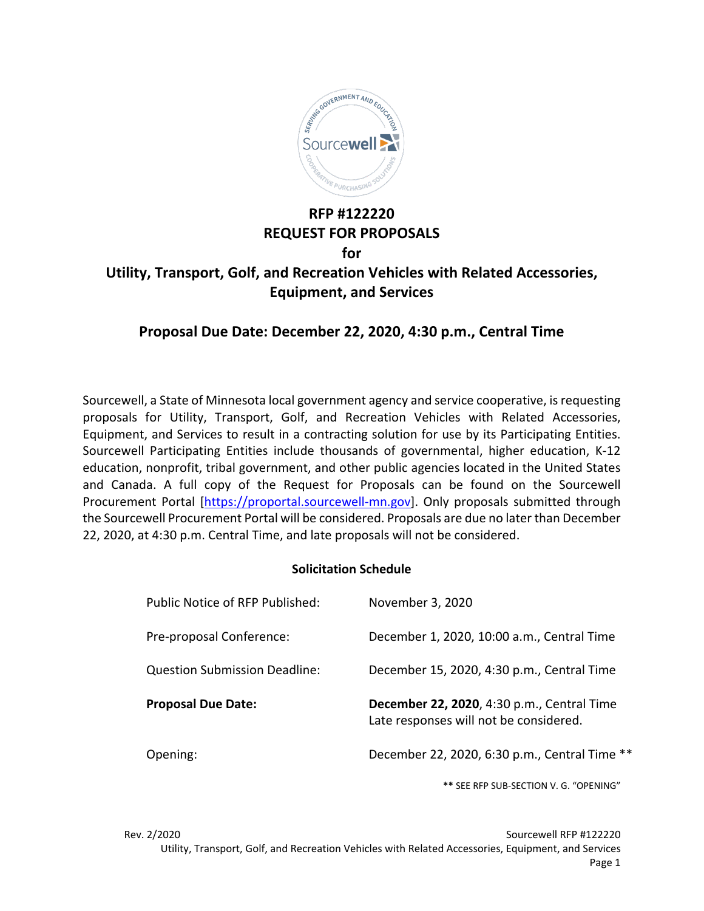# RFP #122220
# REQUEST FOR PROPOSALS
# for
# Utility, Transport, Golf, and Recreation Vehicles with Related Accessories, Equipment, and Services

## Proposal Due Date: December 22, 2020, 4:30 p.m., Central Time

Sourcewell, a State of Minnesota local government agency and service cooperative, is requesting proposals for Utility, Transport, Golf, and Recreation Vehicles with Related Accessories, Equipment, and Services to result in a contracting solution for use by its Participating Entities. Sourcewell Participating Entities include thousands of governmental, higher education, K-12 education, nonprofit, tribal government, and other public agencies located in the United States and Canada. A full copy of the Request for Proposals can be found on the Sourcewell Procurement Portal [https://proportal.sourcewell-mn.gov]. Only proposals submitted through the Sourcewell Procurement Portal will be considered. Proposals are due no later than December 22, 2020, at 4:30 p.m. Central Time, and late proposals will not be considered.

**Solicitation Schedule**

| | |
|---|---|
| Public Notice of RFP Published: | November 3, 2020 |
| Pre-proposal Conference: | December 1, 2020, 10:00 a.m., Central Time |
| Question Submission Deadline: | December 15, 2020, 4:30 p.m., Central Time |
| **Proposal Due Date:** | **December 22, 2020**, 4:30 p.m., Central Time Late responses will not be considered. |
| Opening: | December 22, 2020, 6:30 p.m., Central Time ** |

** SEE RFP SUB-SECTION V. G. "OPENING"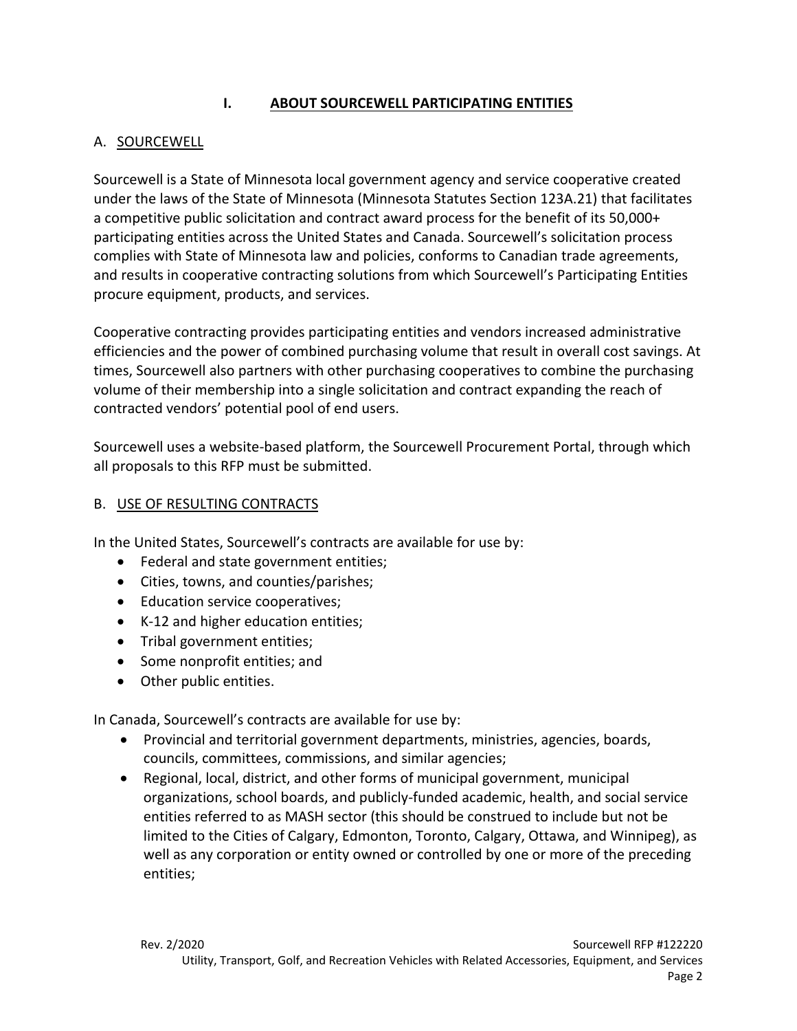# I. ABOUT SOURCEWELL PARTICIPATING ENTITIES

## A. SOURCEWELL

Sourcewell is a State of Minnesota local government agency and service cooperative created under the laws of the State of Minnesota (Minnesota Statutes Section 123A.21) that facilitates a competitive public solicitation and contract award process for the benefit of its 50,000+ participating entities across the United States and Canada. Sourcewell's solicitation process complies with State of Minnesota law and policies, conforms to Canadian trade agreements, and results in cooperative contracting solutions from which Sourcewell's Participating Entities procure equipment, products, and services.

Cooperative contracting provides participating entities and vendors increased administrative efficiencies and the power of combined purchasing volume that result in overall cost savings. At times, Sourcewell also partners with other purchasing cooperatives to combine the purchasing volume of their membership into a single solicitation and contract expanding the reach of contracted vendors' potential pool of end users.

Sourcewell uses a website-based platform, the Sourcewell Procurement Portal, through which all proposals to this RFP must be submitted.

## B. USE OF RESULTING CONTRACTS

In the United States, Sourcewell's contracts are available for use by:

- Federal and state government entities;
- Cities, towns, and counties/parishes;
- Education service cooperatives;
- K-12 and higher education entities;
- Tribal government entities;
- Some nonprofit entities; and
- Other public entities.

In Canada, Sourcewell's contracts are available for use by:

- Provincial and territorial government departments, ministries, agencies, boards, councils, committees, commissions, and similar agencies;
- Regional, local, district, and other forms of municipal government, municipal organizations, school boards, and publicly-funded academic, health, and social service entities referred to as MASH sector (this should be construed to include but not be limited to the Cities of Calgary, Edmonton, Toronto, Calgary, Ottawa, and Winnipeg), as well as any corporation or entity owned or controlled by one or more of the preceding entities;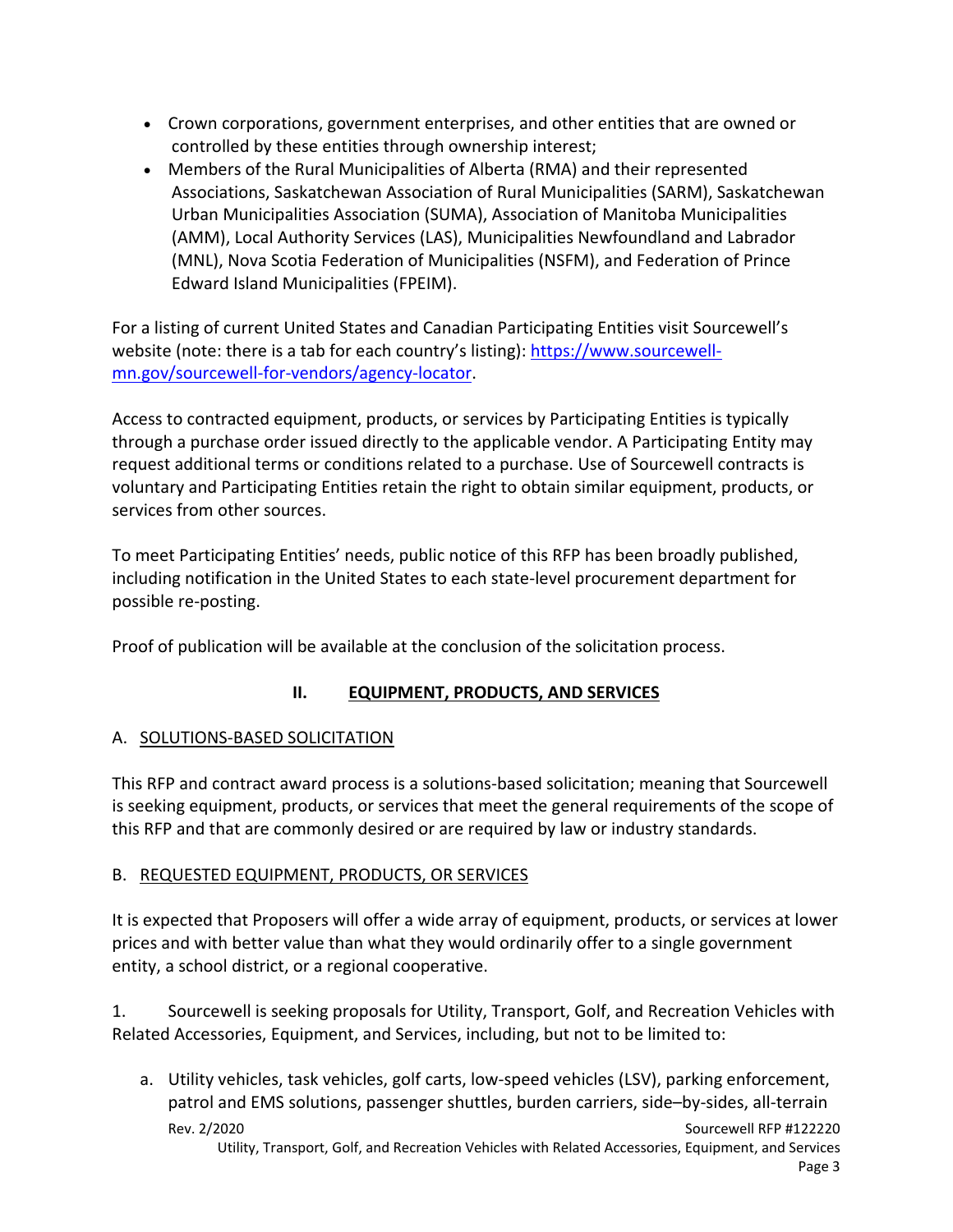- Crown corporations, government enterprises, and other entities that are owned or controlled by these entities through ownership interest;
- Members of the Rural Municipalities of Alberta (RMA) and their represented Associations, Saskatchewan Association of Rural Municipalities (SARM), Saskatchewan Urban Municipalities Association (SUMA), Association of Manitoba Municipalities (AMM), Local Authority Services (LAS), Municipalities Newfoundland and Labrador (MNL), Nova Scotia Federation of Municipalities (NSFM), and Federation of Prince Edward Island Municipalities (FPEIM).

For a listing of current United States and Canadian Participating Entities visit Sourcewell's website (note: there is a tab for each country's listing): [https://www.sourcewell-mn.gov/sourcewell-for-vendors/agency-locator](https://www.sourcewell-mn.gov/sourcewell-for-vendors/agency-locator).

Access to contracted equipment, products, or services by Participating Entities is typically through a purchase order issued directly to the applicable vendor. A Participating Entity may request additional terms or conditions related to a purchase. Use of Sourcewell contracts is voluntary and Participating Entities retain the right to obtain similar equipment, products, or services from other sources.

To meet Participating Entities' needs, public notice of this RFP has been broadly published, including notification in the United States to each state-level procurement department for possible re-posting.

Proof of publication will be available at the conclusion of the solicitation process.

## II. EQUIPMENT, PRODUCTS, AND SERVICES

### A. SOLUTIONS-BASED SOLICITATION

This RFP and contract award process is a solutions-based solicitation; meaning that Sourcewell is seeking equipment, products, or services that meet the general requirements of the scope of this RFP and that are commonly desired or are required by law or industry standards.

### B. REQUESTED EQUIPMENT, PRODUCTS, OR SERVICES

It is expected that Proposers will offer a wide array of equipment, products, or services at lower prices and with better value than what they would ordinarily offer to a single government entity, a school district, or a regional cooperative.

1. Sourcewell is seeking proposals for Utility, Transport, Golf, and Recreation Vehicles with Related Accessories, Equipment, and Services, including, but not to be limited to:

   a. Utility vehicles, task vehicles, golf carts, low-speed vehicles (LSV), parking enforcement, patrol and EMS solutions, passenger shuttles, burden carriers, side–by-sides, all-terrain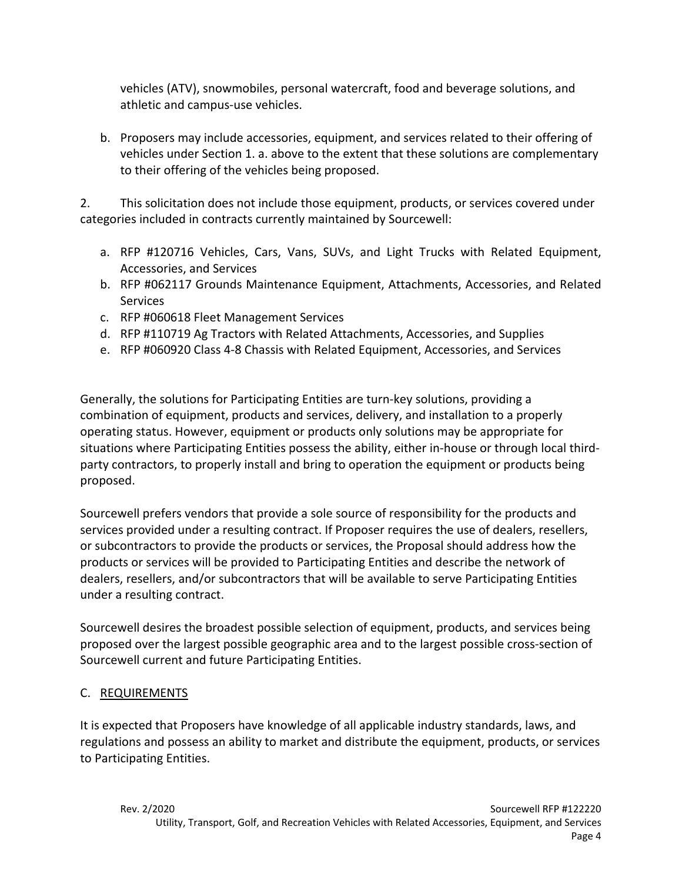vehicles (ATV), snowmobiles, personal watercraft, food and beverage solutions, and athletic and campus-use vehicles.

b. Proposers may include accessories, equipment, and services related to their offering of vehicles under Section 1. a. above to the extent that these solutions are complementary to their offering of the vehicles being proposed.

2. This solicitation does not include those equipment, products, or services covered under categories included in contracts currently maintained by Sourcewell:

a. RFP #120716 Vehicles, Cars, Vans, SUVs, and Light Trucks with Related Equipment, Accessories, and Services
b. RFP #062117 Grounds Maintenance Equipment, Attachments, Accessories, and Related Services
c. RFP #060618 Fleet Management Services
d. RFP #110719 Ag Tractors with Related Attachments, Accessories, and Supplies
e. RFP #060920 Class 4-8 Chassis with Related Equipment, Accessories, and Services

Generally, the solutions for Participating Entities are turn-key solutions, providing a combination of equipment, products and services, delivery, and installation to a properly operating status. However, equipment or products only solutions may be appropriate for situations where Participating Entities possess the ability, either in-house or through local third-party contractors, to properly install and bring to operation the equipment or products being proposed.

Sourcewell prefers vendors that provide a sole source of responsibility for the products and services provided under a resulting contract. If Proposer requires the use of dealers, resellers, or subcontractors to provide the products or services, the Proposal should address how the products or services will be provided to Participating Entities and describe the network of dealers, resellers, and/or subcontractors that will be available to serve Participating Entities under a resulting contract.

Sourcewell desires the broadest possible selection of equipment, products, and services being proposed over the largest possible geographic area and to the largest possible cross-section of Sourcewell current and future Participating Entities.

## C. REQUIREMENTS

It is expected that Proposers have knowledge of all applicable industry standards, laws, and regulations and possess an ability to market and distribute the equipment, products, or services to Participating Entities.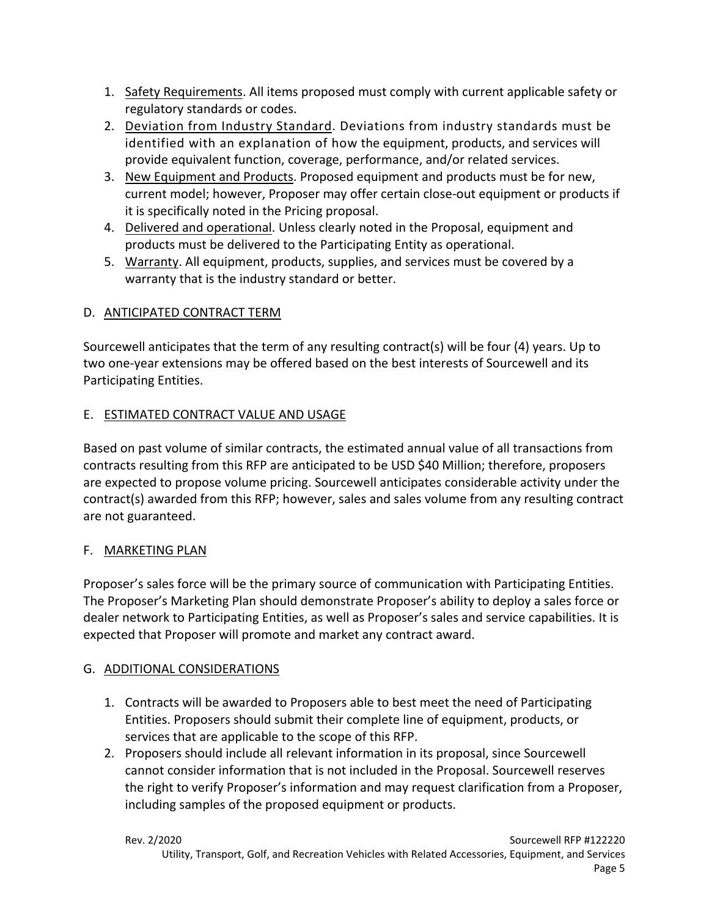1. Safety Requirements. All items proposed must comply with current applicable safety or regulatory standards or codes.
2. Deviation from Industry Standard. Deviations from industry standards must be identified with an explanation of how the equipment, products, and services will provide equivalent function, coverage, performance, and/or related services.
3. New Equipment and Products. Proposed equipment and products must be for new, current model; however, Proposer may offer certain close-out equipment or products if it is specifically noted in the Pricing proposal.
4. Delivered and operational. Unless clearly noted in the Proposal, equipment and products must be delivered to the Participating Entity as operational.
5. Warranty. All equipment, products, supplies, and services must be covered by a warranty that is the industry standard or better.

## D. ANTICIPATED CONTRACT TERM

Sourcewell anticipates that the term of any resulting contract(s) will be four (4) years. Up to two one-year extensions may be offered based on the best interests of Sourcewell and its Participating Entities.

## E. ESTIMATED CONTRACT VALUE AND USAGE

Based on past volume of similar contracts, the estimated annual value of all transactions from contracts resulting from this RFP are anticipated to be USD $40 Million; therefore, proposers are expected to propose volume pricing. Sourcewell anticipates considerable activity under the contract(s) awarded from this RFP; however, sales and sales volume from any resulting contract are not guaranteed.

## F. MARKETING PLAN

Proposer's sales force will be the primary source of communication with Participating Entities. The Proposer's Marketing Plan should demonstrate Proposer's ability to deploy a sales force or dealer network to Participating Entities, as well as Proposer's sales and service capabilities. It is expected that Proposer will promote and market any contract award.

## G. ADDITIONAL CONSIDERATIONS

1. Contracts will be awarded to Proposers able to best meet the need of Participating Entities. Proposers should submit their complete line of equipment, products, or services that are applicable to the scope of this RFP.
2. Proposers should include all relevant information in its proposal, since Sourcewell cannot consider information that is not included in the Proposal. Sourcewell reserves the right to verify Proposer's information and may request clarification from a Proposer, including samples of the proposed equipment or products.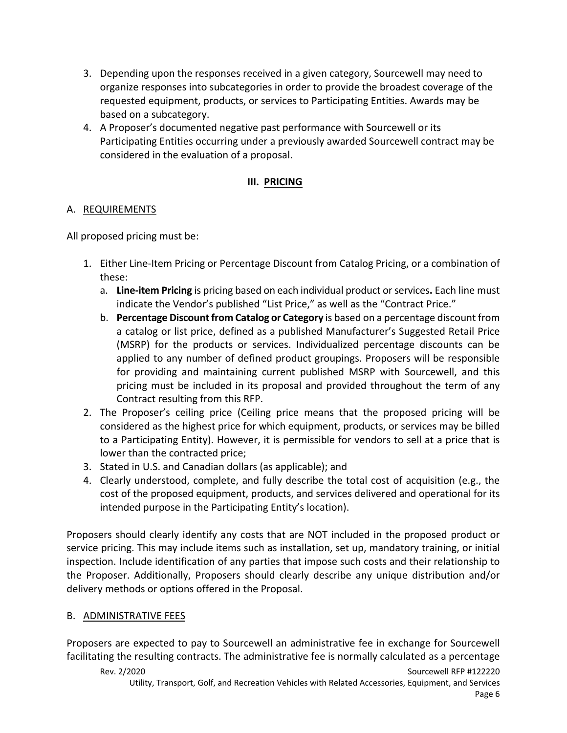3. Depending upon the responses received in a given category, Sourcewell may need to organize responses into subcategories in order to provide the broadest coverage of the requested equipment, products, or services to Participating Entities. Awards may be based on a subcategory.
4. A Proposer's documented negative past performance with Sourcewell or its Participating Entities occurring under a previously awarded Sourcewell contract may be considered in the evaluation of a proposal.

## III. PRICING

### A. REQUIREMENTS

All proposed pricing must be:

1. Either Line-Item Pricing or Percentage Discount from Catalog Pricing, or a combination of these:
   a. **Line-item Pricing** is pricing based on each individual product or services**.** Each line must indicate the Vendor's published "List Price," as well as the "Contract Price."
   b. **Percentage Discount from Catalog or Category** is based on a percentage discount from a catalog or list price, defined as a published Manufacturer's Suggested Retail Price (MSRP) for the products or services. Individualized percentage discounts can be applied to any number of defined product groupings. Proposers will be responsible for providing and maintaining current published MSRP with Sourcewell, and this pricing must be included in its proposal and provided throughout the term of any Contract resulting from this RFP.
2. The Proposer's ceiling price (Ceiling price means that the proposed pricing will be considered as the highest price for which equipment, products, or services may be billed to a Participating Entity). However, it is permissible for vendors to sell at a price that is lower than the contracted price;
3. Stated in U.S. and Canadian dollars (as applicable); and
4. Clearly understood, complete, and fully describe the total cost of acquisition (e.g., the cost of the proposed equipment, products, and services delivered and operational for its intended purpose in the Participating Entity's location).

Proposers should clearly identify any costs that are NOT included in the proposed product or service pricing. This may include items such as installation, set up, mandatory training, or initial inspection. Include identification of any parties that impose such costs and their relationship to the Proposer. Additionally, Proposers should clearly describe any unique distribution and/or delivery methods or options offered in the Proposal.

### B. ADMINISTRATIVE FEES

Proposers are expected to pay to Sourcewell an administrative fee in exchange for Sourcewell facilitating the resulting contracts. The administrative fee is normally calculated as a percentage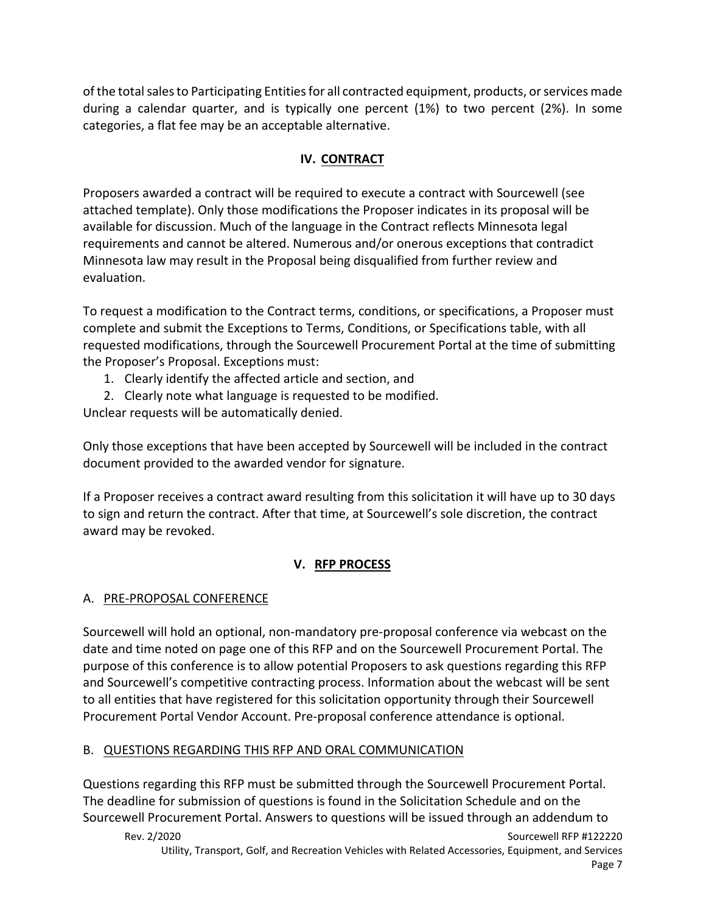of the total sales to Participating Entities for all contracted equipment, products, or services made during a calendar quarter, and is typically one percent (1%) to two percent (2%). In some categories, a flat fee may be an acceptable alternative.

## IV. CONTRACT

Proposers awarded a contract will be required to execute a contract with Sourcewell (see attached template). Only those modifications the Proposer indicates in its proposal will be available for discussion. Much of the language in the Contract reflects Minnesota legal requirements and cannot be altered. Numerous and/or onerous exceptions that contradict Minnesota law may result in the Proposal being disqualified from further review and evaluation.

To request a modification to the Contract terms, conditions, or specifications, a Proposer must complete and submit the Exceptions to Terms, Conditions, or Specifications table, with all requested modifications, through the Sourcewell Procurement Portal at the time of submitting the Proposer's Proposal. Exceptions must:

1. Clearly identify the affected article and section, and
2. Clearly note what language is requested to be modified.

Unclear requests will be automatically denied.

Only those exceptions that have been accepted by Sourcewell will be included in the contract document provided to the awarded vendor for signature.

If a Proposer receives a contract award resulting from this solicitation it will have up to 30 days to sign and return the contract. After that time, at Sourcewell's sole discretion, the contract award may be revoked.

## V. RFP PROCESS

### A. PRE-PROPOSAL CONFERENCE

Sourcewell will hold an optional, non-mandatory pre-proposal conference via webcast on the date and time noted on page one of this RFP and on the Sourcewell Procurement Portal. The purpose of this conference is to allow potential Proposers to ask questions regarding this RFP and Sourcewell's competitive contracting process. Information about the webcast will be sent to all entities that have registered for this solicitation opportunity through their Sourcewell Procurement Portal Vendor Account. Pre-proposal conference attendance is optional.

### B. QUESTIONS REGARDING THIS RFP AND ORAL COMMUNICATION

Questions regarding this RFP must be submitted through the Sourcewell Procurement Portal. The deadline for submission of questions is found in the Solicitation Schedule and on the Sourcewell Procurement Portal. Answers to questions will be issued through an addendum to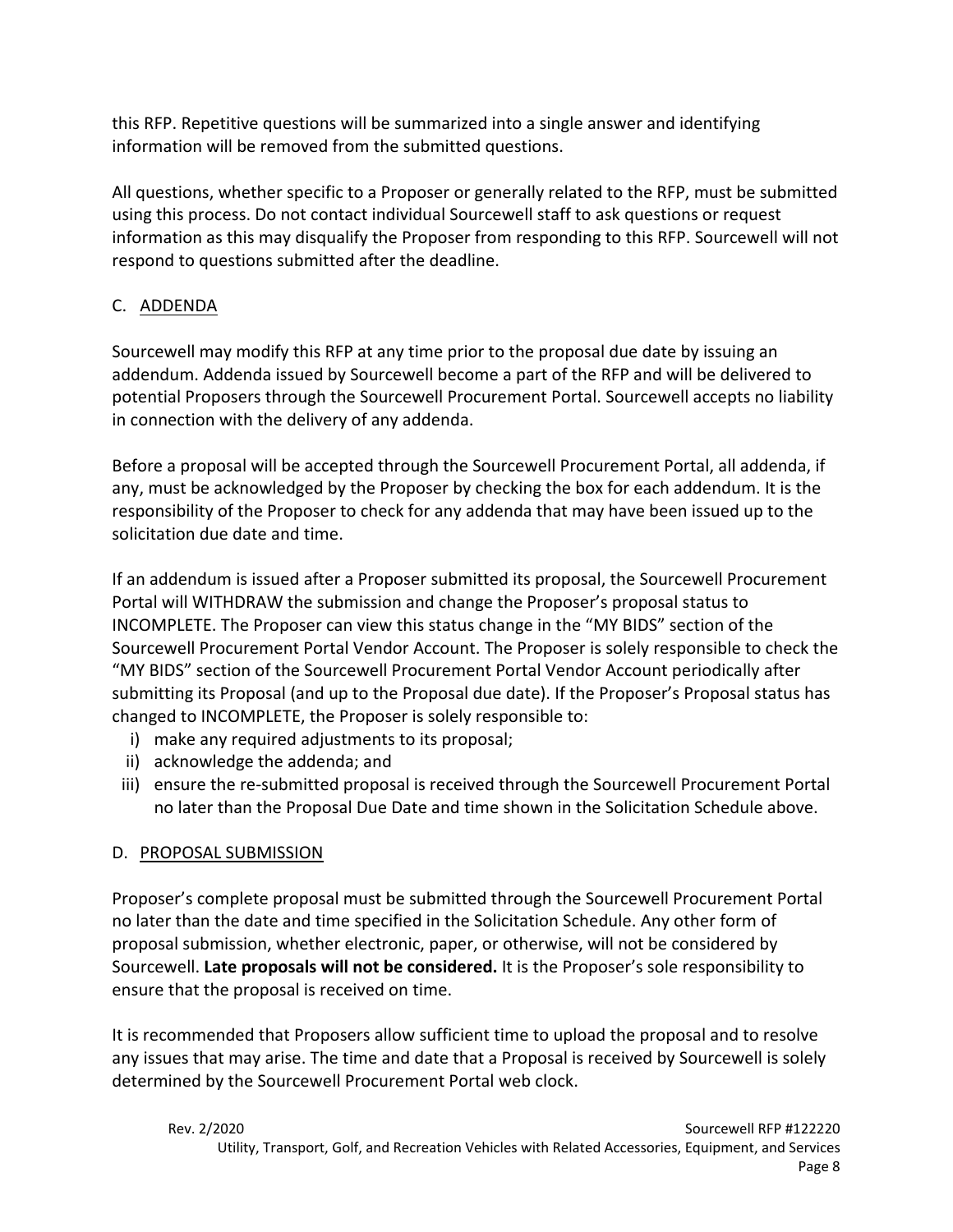this RFP. Repetitive questions will be summarized into a single answer and identifying information will be removed from the submitted questions.

All questions, whether specific to a Proposer or generally related to the RFP, must be submitted using this process. Do not contact individual Sourcewell staff to ask questions or request information as this may disqualify the Proposer from responding to this RFP. Sourcewell will not respond to questions submitted after the deadline.

### C. ADDENDA

Sourcewell may modify this RFP at any time prior to the proposal due date by issuing an addendum. Addenda issued by Sourcewell become a part of the RFP and will be delivered to potential Proposers through the Sourcewell Procurement Portal. Sourcewell accepts no liability in connection with the delivery of any addenda.

Before a proposal will be accepted through the Sourcewell Procurement Portal, all addenda, if any, must be acknowledged by the Proposer by checking the box for each addendum. It is the responsibility of the Proposer to check for any addenda that may have been issued up to the solicitation due date and time.

If an addendum is issued after a Proposer submitted its proposal, the Sourcewell Procurement Portal will WITHDRAW the submission and change the Proposer's proposal status to INCOMPLETE. The Proposer can view this status change in the "MY BIDS" section of the Sourcewell Procurement Portal Vendor Account. The Proposer is solely responsible to check the "MY BIDS" section of the Sourcewell Procurement Portal Vendor Account periodically after submitting its Proposal (and up to the Proposal due date). If the Proposer's Proposal status has changed to INCOMPLETE, the Proposer is solely responsible to:

i) make any required adjustments to its proposal;
ii) acknowledge the addenda; and
iii) ensure the re-submitted proposal is received through the Sourcewell Procurement Portal no later than the Proposal Due Date and time shown in the Solicitation Schedule above.

### D. PROPOSAL SUBMISSION

Proposer's complete proposal must be submitted through the Sourcewell Procurement Portal no later than the date and time specified in the Solicitation Schedule. Any other form of proposal submission, whether electronic, paper, or otherwise, will not be considered by Sourcewell. **Late proposals will not be considered.** It is the Proposer's sole responsibility to ensure that the proposal is received on time.

It is recommended that Proposers allow sufficient time to upload the proposal and to resolve any issues that may arise. The time and date that a Proposal is received by Sourcewell is solely determined by the Sourcewell Procurement Portal web clock.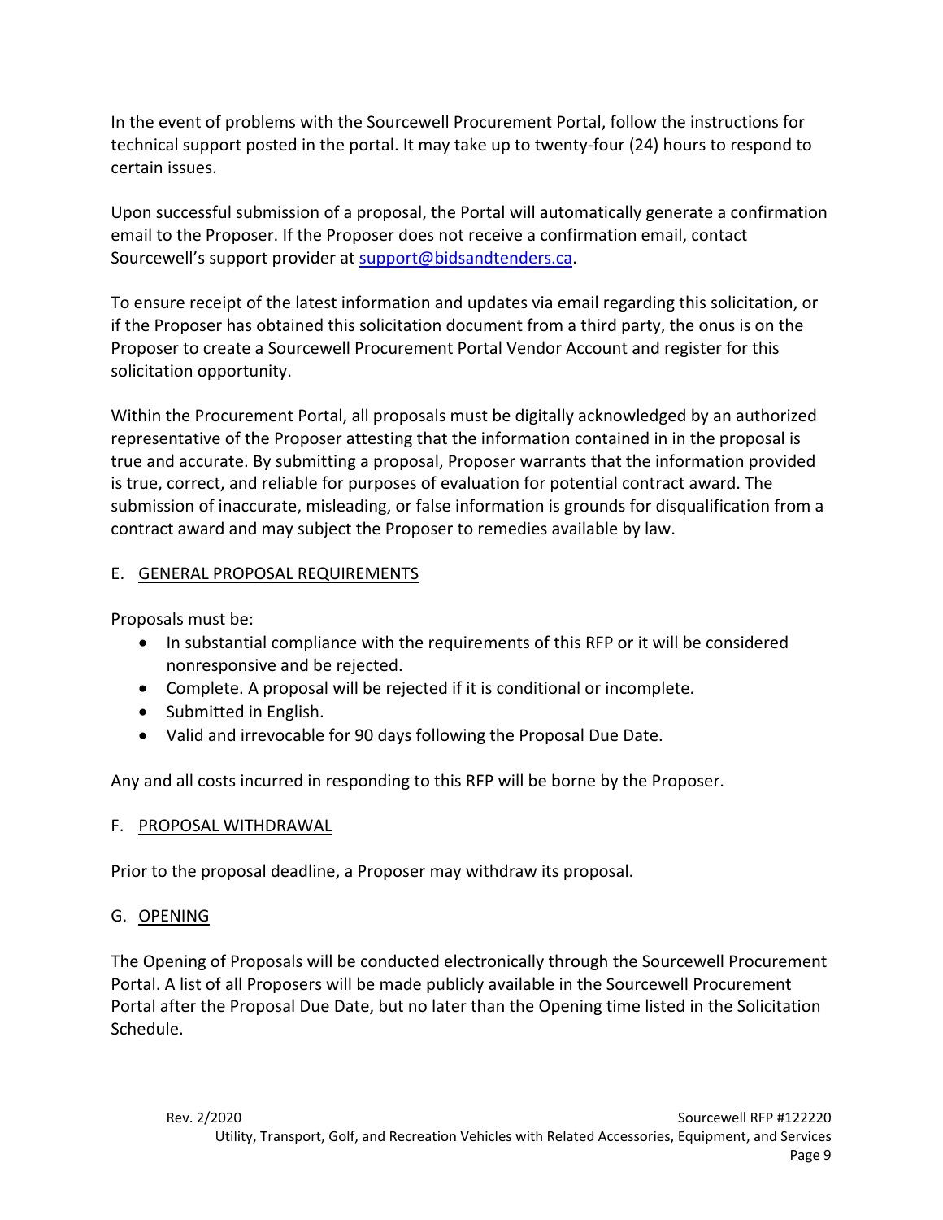In the event of problems with the Sourcewell Procurement Portal, follow the instructions for technical support posted in the portal. It may take up to twenty-four (24) hours to respond to certain issues.

Upon successful submission of a proposal, the Portal will automatically generate a confirmation email to the Proposer. If the Proposer does not receive a confirmation email, contact Sourcewell's support provider at [support@bidsandtenders.ca](mailto:support@bidsandtenders.ca).

To ensure receipt of the latest information and updates via email regarding this solicitation, or if the Proposer has obtained this solicitation document from a third party, the onus is on the Proposer to create a Sourcewell Procurement Portal Vendor Account and register for this solicitation opportunity.

Within the Procurement Portal, all proposals must be digitally acknowledged by an authorized representative of the Proposer attesting that the information contained in in the proposal is true and accurate. By submitting a proposal, Proposer warrants that the information provided is true, correct, and reliable for purposes of evaluation for potential contract award. The submission of inaccurate, misleading, or false information is grounds for disqualification from a contract award and may subject the Proposer to remedies available by law.

## E. GENERAL PROPOSAL REQUIREMENTS

Proposals must be:

- In substantial compliance with the requirements of this RFP or it will be considered nonresponsive and be rejected.
- Complete. A proposal will be rejected if it is conditional or incomplete.
- Submitted in English.
- Valid and irrevocable for 90 days following the Proposal Due Date.

Any and all costs incurred in responding to this RFP will be borne by the Proposer.

## F. PROPOSAL WITHDRAWAL

Prior to the proposal deadline, a Proposer may withdraw its proposal.

## G. OPENING

The Opening of Proposals will be conducted electronically through the Sourcewell Procurement Portal. A list of all Proposers will be made publicly available in the Sourcewell Procurement Portal after the Proposal Due Date, but no later than the Opening time listed in the Solicitation Schedule.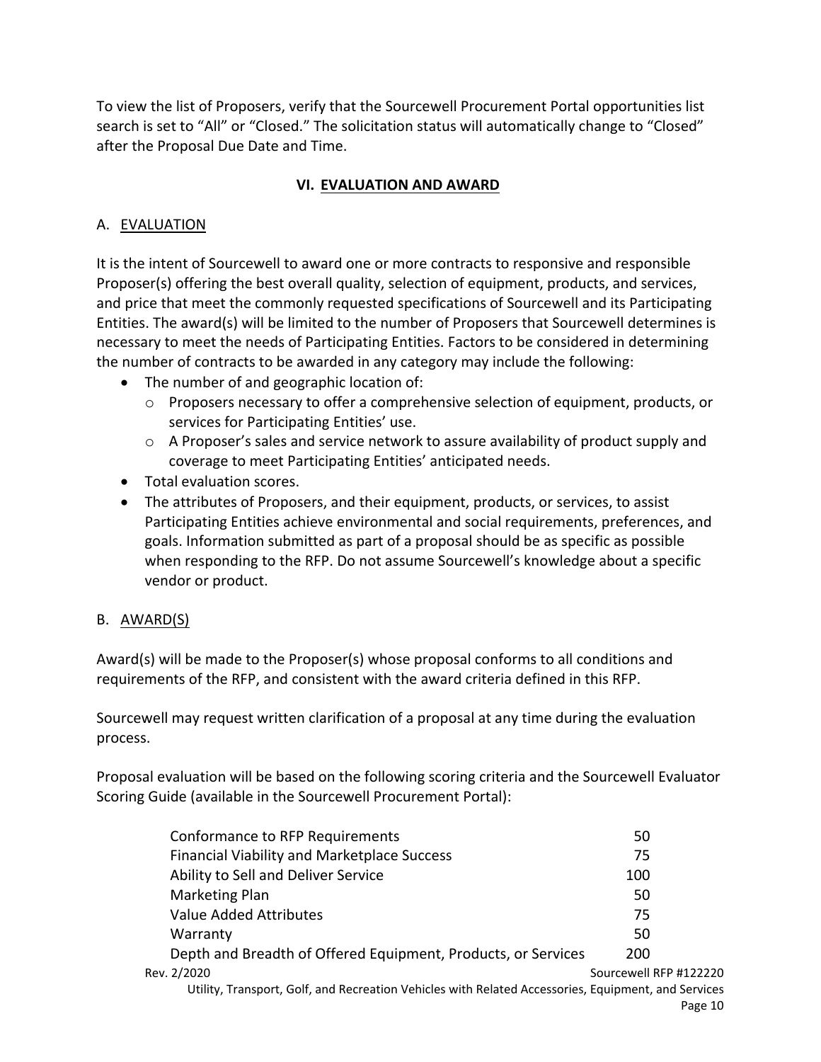To view the list of Proposers, verify that the Sourcewell Procurement Portal opportunities list search is set to "All" or "Closed." The solicitation status will automatically change to "Closed" after the Proposal Due Date and Time.

## VI. EVALUATION AND AWARD

### A. EVALUATION

It is the intent of Sourcewell to award one or more contracts to responsive and responsible Proposer(s) offering the best overall quality, selection of equipment, products, and services, and price that meet the commonly requested specifications of Sourcewell and its Participating Entities. The award(s) will be limited to the number of Proposers that Sourcewell determines is necessary to meet the needs of Participating Entities. Factors to be considered in determining the number of contracts to be awarded in any category may include the following:

- The number of and geographic location of:
  - Proposers necessary to offer a comprehensive selection of equipment, products, or services for Participating Entities' use.
  - A Proposer's sales and service network to assure availability of product supply and coverage to meet Participating Entities' anticipated needs.
- Total evaluation scores.
- The attributes of Proposers, and their equipment, products, or services, to assist Participating Entities achieve environmental and social requirements, preferences, and goals. Information submitted as part of a proposal should be as specific as possible when responding to the RFP. Do not assume Sourcewell's knowledge about a specific vendor or product.

### B. AWARD(S)

Award(s) will be made to the Proposer(s) whose proposal conforms to all conditions and requirements of the RFP, and consistent with the award criteria defined in this RFP.

Sourcewell may request written clarification of a proposal at any time during the evaluation process.

Proposal evaluation will be based on the following scoring criteria and the Sourcewell Evaluator Scoring Guide (available in the Sourcewell Procurement Portal):

| Criteria | Points |
|---|---|
| Conformance to RFP Requirements | 50 |
| Financial Viability and Marketplace Success | 75 |
| Ability to Sell and Deliver Service | 100 |
| Marketing Plan | 50 |
| Value Added Attributes | 75 |
| Warranty | 50 |
| Depth and Breadth of Offered Equipment, Products, or Services | 200 |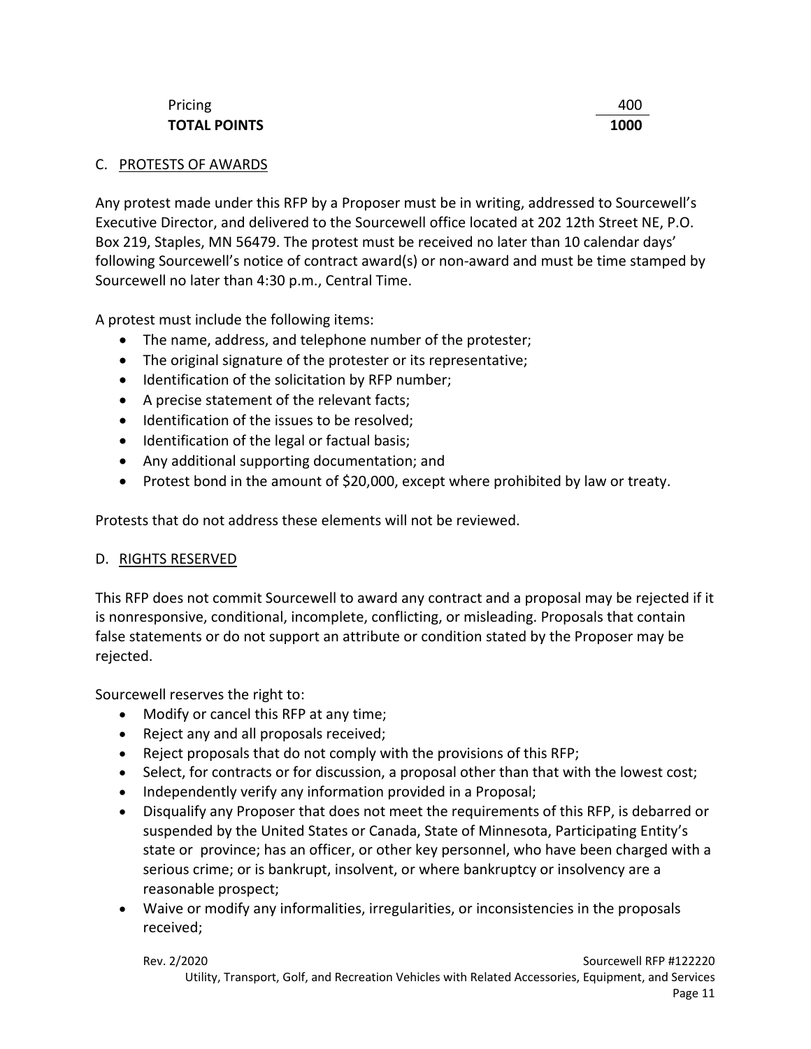| | |
|---|---|
| Pricing | 400 |
| **TOTAL POINTS** | **1000** |

## C. PROTESTS OF AWARDS

Any protest made under this RFP by a Proposer must be in writing, addressed to Sourcewell's Executive Director, and delivered to the Sourcewell office located at 202 12th Street NE, P.O. Box 219, Staples, MN 56479. The protest must be received no later than 10 calendar days' following Sourcewell's notice of contract award(s) or non-award and must be time stamped by Sourcewell no later than 4:30 p.m., Central Time.

A protest must include the following items:

- The name, address, and telephone number of the protester;
- The original signature of the protester or its representative;
- Identification of the solicitation by RFP number;
- A precise statement of the relevant facts;
- Identification of the issues to be resolved;
- Identification of the legal or factual basis;
- Any additional supporting documentation; and
- Protest bond in the amount of $20,000, except where prohibited by law or treaty.

Protests that do not address these elements will not be reviewed.

## D. RIGHTS RESERVED

This RFP does not commit Sourcewell to award any contract and a proposal may be rejected if it is nonresponsive, conditional, incomplete, conflicting, or misleading. Proposals that contain false statements or do not support an attribute or condition stated by the Proposer may be rejected.

Sourcewell reserves the right to:

- Modify or cancel this RFP at any time;
- Reject any and all proposals received;
- Reject proposals that do not comply with the provisions of this RFP;
- Select, for contracts or for discussion, a proposal other than that with the lowest cost;
- Independently verify any information provided in a Proposal;
- Disqualify any Proposer that does not meet the requirements of this RFP, is debarred or suspended by the United States or Canada, State of Minnesota, Participating Entity's state or province; has an officer, or other key personnel, who have been charged with a serious crime; or is bankrupt, insolvent, or where bankruptcy or insolvency are a reasonable prospect;
- Waive or modify any informalities, irregularities, or inconsistencies in the proposals received;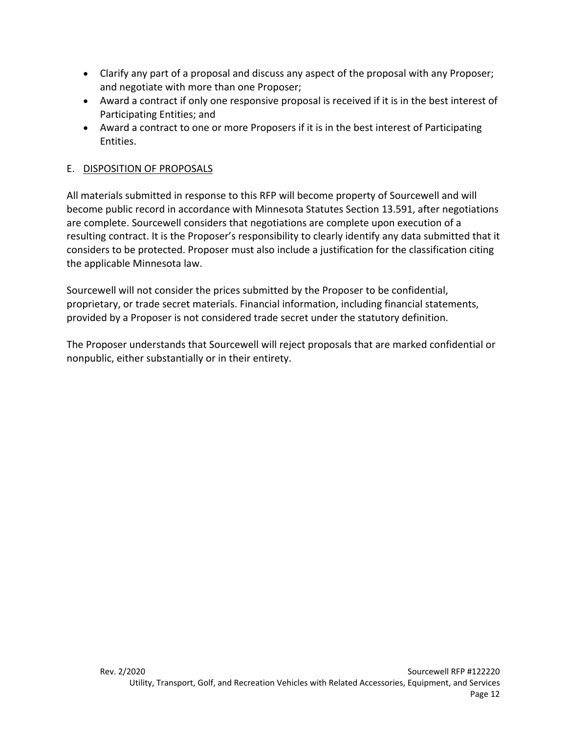- Clarify any part of a proposal and discuss any aspect of the proposal with any Proposer; and negotiate with more than one Proposer;
- Award a contract if only one responsive proposal is received if it is in the best interest of Participating Entities; and
- Award a contract to one or more Proposers if it is in the best interest of Participating Entities.

E. DISPOSITION OF PROPOSALS

All materials submitted in response to this RFP will become property of Sourcewell and will become public record in accordance with Minnesota Statutes Section 13.591, after negotiations are complete. Sourcewell considers that negotiations are complete upon execution of a resulting contract. It is the Proposer's responsibility to clearly identify any data submitted that it considers to be protected. Proposer must also include a justification for the classification citing the applicable Minnesota law.

Sourcewell will not consider the prices submitted by the Proposer to be confidential, proprietary, or trade secret materials. Financial information, including financial statements, provided by a Proposer is not considered trade secret under the statutory definition.

The Proposer understands that Sourcewell will reject proposals that are marked confidential or nonpublic, either substantially or in their entirety.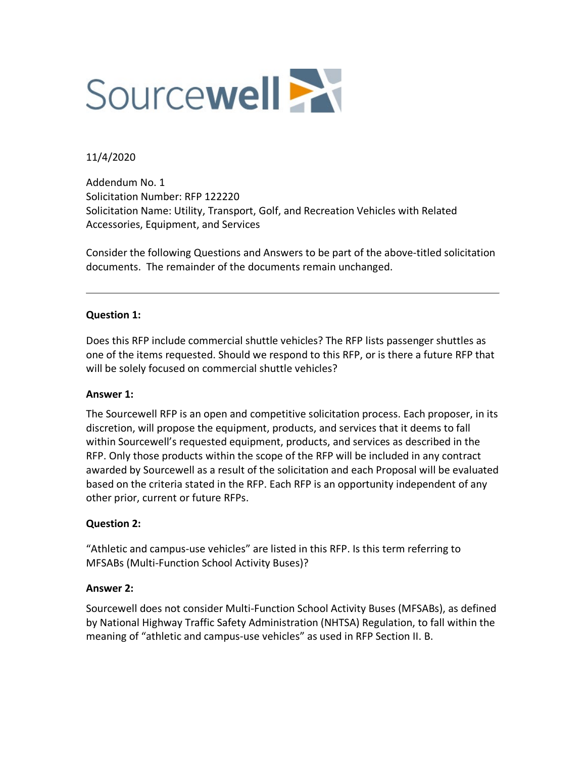Sourcewell

11/4/2020

Addendum No. 1
Solicitation Number: RFP 122220
Solicitation Name: Utility, Transport, Golf, and Recreation Vehicles with Related Accessories, Equipment, and Services

Consider the following Questions and Answers to be part of the above-titled solicitation documents. The remainder of the documents remain unchanged.

---

**Question 1:**

Does this RFP include commercial shuttle vehicles? The RFP lists passenger shuttles as one of the items requested. Should we respond to this RFP, or is there a future RFP that will be solely focused on commercial shuttle vehicles?

**Answer 1:**

The Sourcewell RFP is an open and competitive solicitation process. Each proposer, in its discretion, will propose the equipment, products, and services that it deems to fall within Sourcewell's requested equipment, products, and services as described in the RFP. Only those products within the scope of the RFP will be included in any contract awarded by Sourcewell as a result of the solicitation and each Proposal will be evaluated based on the criteria stated in the RFP. Each RFP is an opportunity independent of any other prior, current or future RFPs.

**Question 2:**

"Athletic and campus-use vehicles" are listed in this RFP. Is this term referring to MFSABs (Multi-Function School Activity Buses)?

**Answer 2:**

Sourcewell does not consider Multi-Function School Activity Buses (MFSABs), as defined by National Highway Traffic Safety Administration (NHTSA) Regulation, to fall within the meaning of "athletic and campus-use vehicles" as used in RFP Section II. B.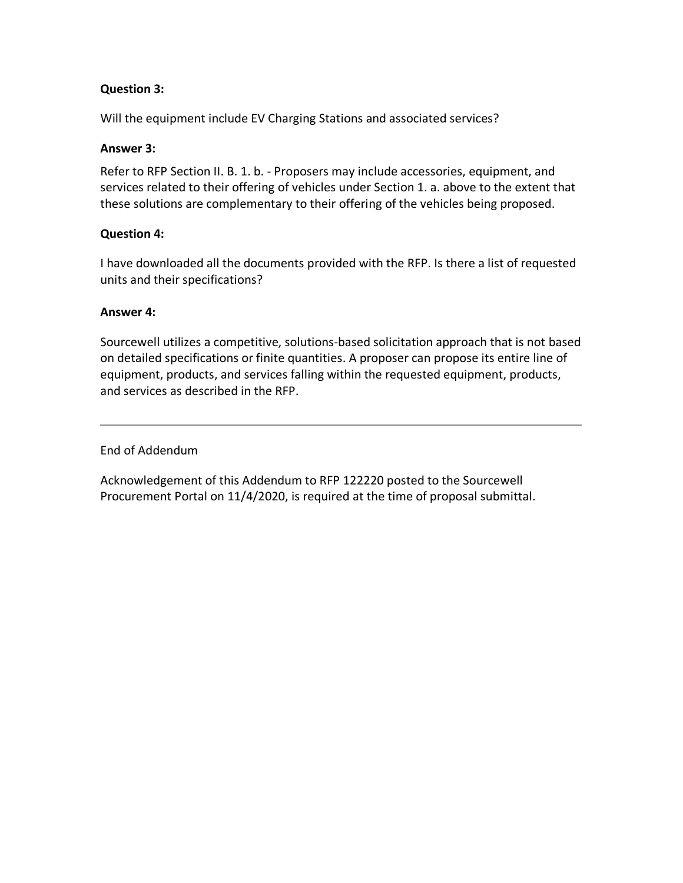**Question 3:**

Will the equipment include EV Charging Stations and associated services?

**Answer 3:**

Refer to RFP Section II. B. 1. b. - Proposers may include accessories, equipment, and services related to their offering of vehicles under Section 1. a. above to the extent that these solutions are complementary to their offering of the vehicles being proposed.

**Question 4:**

I have downloaded all the documents provided with the RFP. Is there a list of requested units and their specifications?

**Answer 4:**

Sourcewell utilizes a competitive, solutions-based solicitation approach that is not based on detailed specifications or finite quantities. A proposer can propose its entire line of equipment, products, and services falling within the requested equipment, products, and services as described in the RFP.

---

End of Addendum

Acknowledgement of this Addendum to RFP 122220 posted to the Sourcewell Procurement Portal on 11/4/2020, is required at the time of proposal submittal.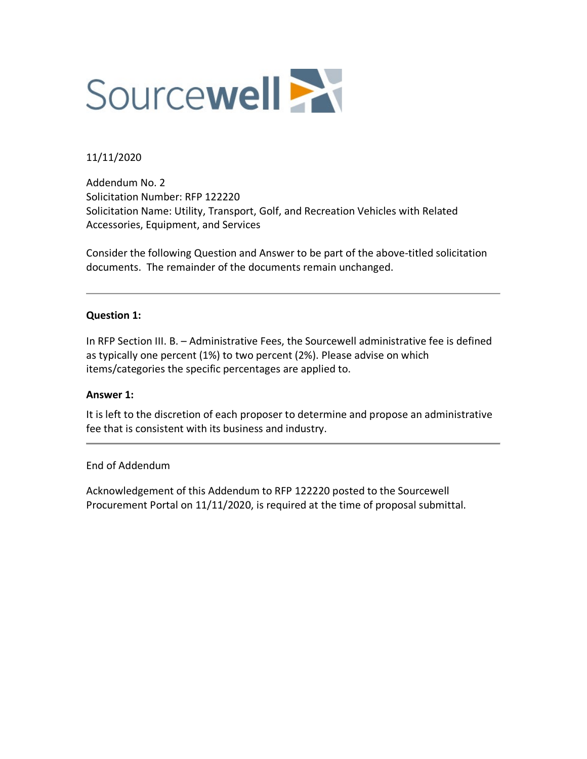Sourcewell

11/11/2020

Addendum No. 2
Solicitation Number: RFP 122220
Solicitation Name: Utility, Transport, Golf, and Recreation Vehicles with Related Accessories, Equipment, and Services

Consider the following Question and Answer to be part of the above-titled solicitation documents. The remainder of the documents remain unchanged.

---

**Question 1:**

In RFP Section III. B. – Administrative Fees, the Sourcewell administrative fee is defined as typically one percent (1%) to two percent (2%). Please advise on which items/categories the specific percentages are applied to.

**Answer 1:**

It is left to the discretion of each proposer to determine and propose an administrative fee that is consistent with its business and industry.

---

End of Addendum

Acknowledgement of this Addendum to RFP 122220 posted to the Sourcewell Procurement Portal on 11/11/2020, is required at the time of proposal submittal.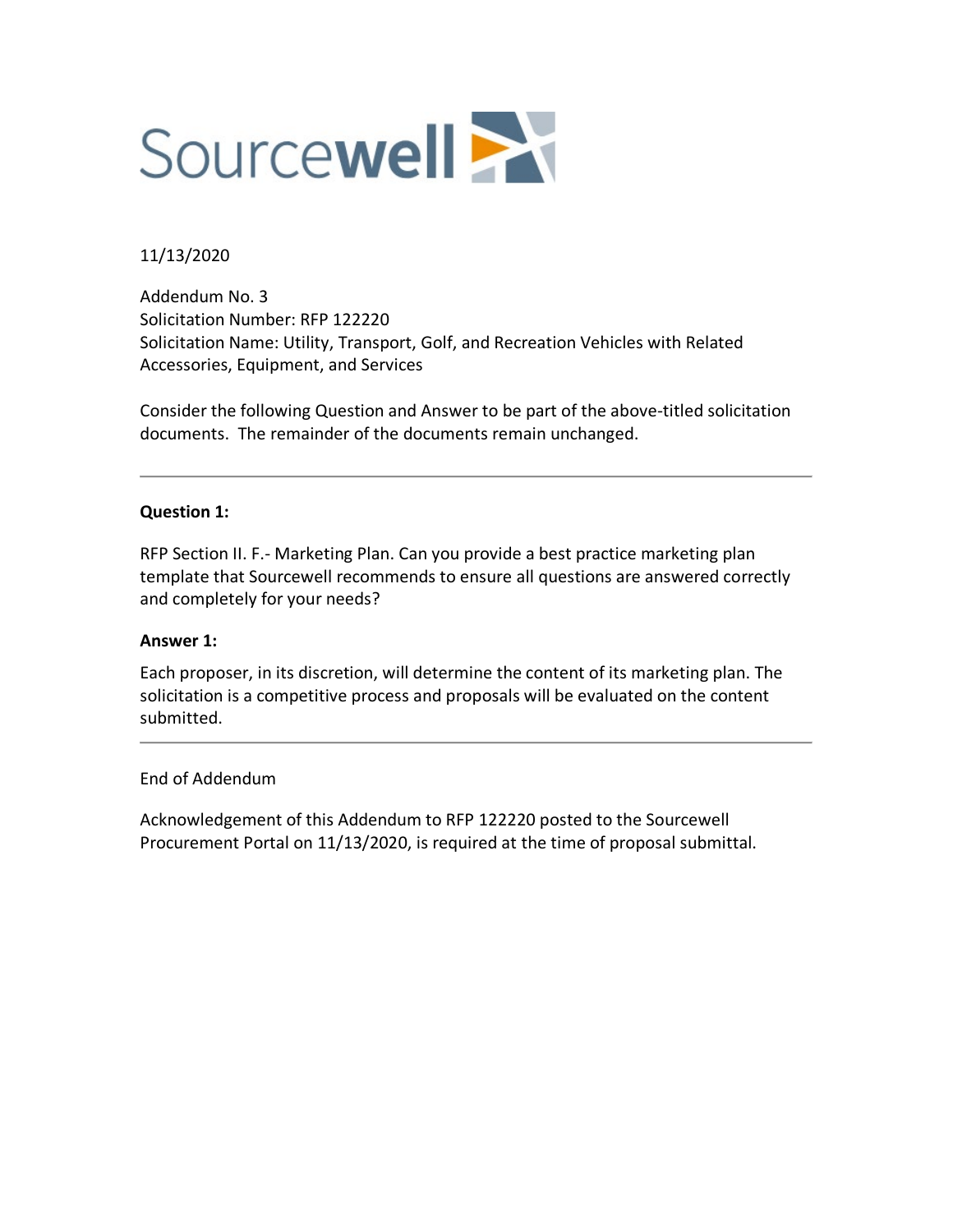Sourcewell

11/13/2020

Addendum No. 3
Solicitation Number: RFP 122220
Solicitation Name: Utility, Transport, Golf, and Recreation Vehicles with Related Accessories, Equipment, and Services

Consider the following Question and Answer to be part of the above-titled solicitation documents. The remainder of the documents remain unchanged.

---

**Question 1:**

RFP Section II. F.- Marketing Plan. Can you provide a best practice marketing plan template that Sourcewell recommends to ensure all questions are answered correctly and completely for your needs?

**Answer 1:**

Each proposer, in its discretion, will determine the content of its marketing plan. The solicitation is a competitive process and proposals will be evaluated on the content submitted.

---

End of Addendum

Acknowledgement of this Addendum to RFP 122220 posted to the Sourcewell Procurement Portal on 11/13/2020, is required at the time of proposal submittal.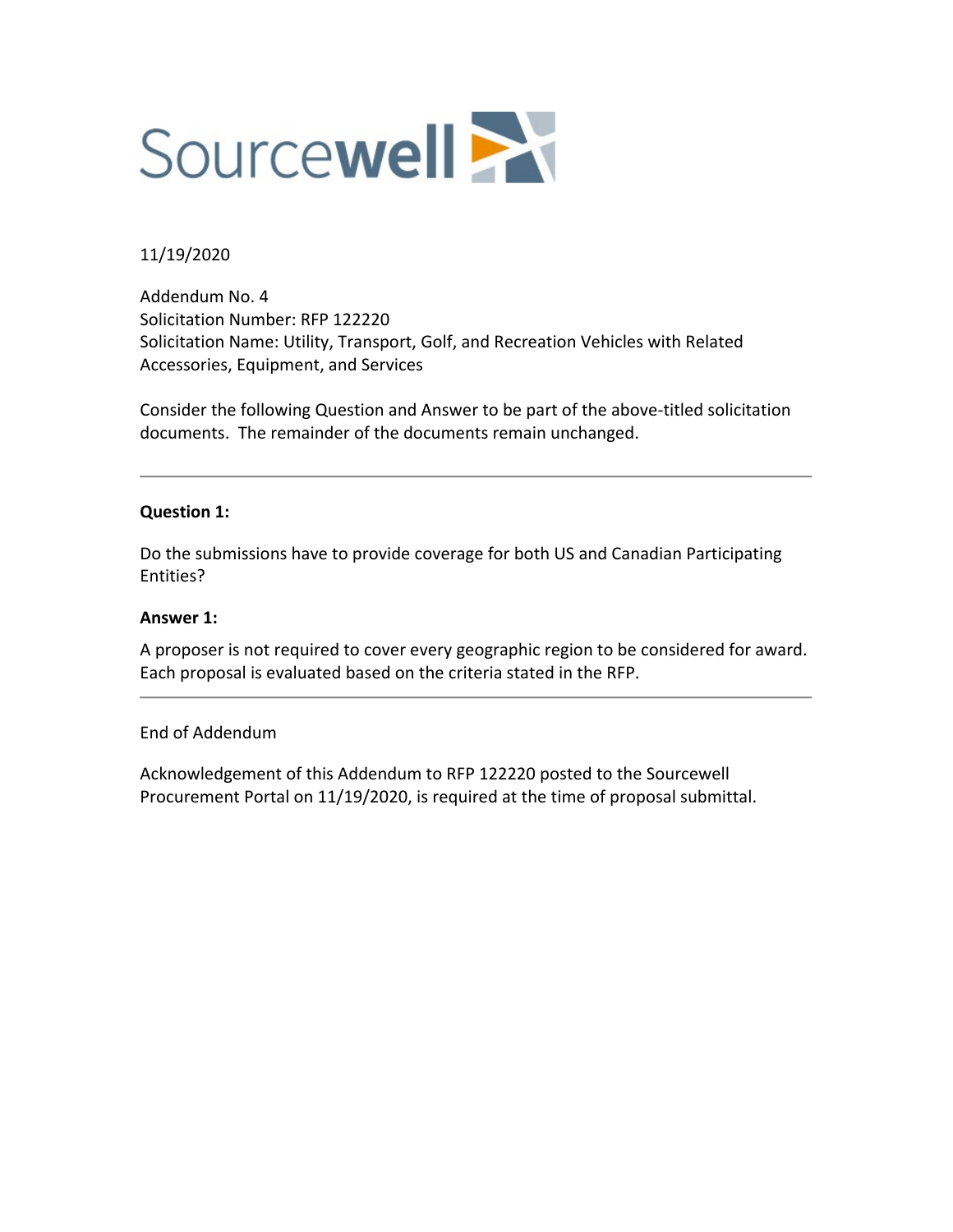Sourcewell

11/19/2020

Addendum No. 4
Solicitation Number: RFP 122220
Solicitation Name: Utility, Transport, Golf, and Recreation Vehicles with Related Accessories, Equipment, and Services

Consider the following Question and Answer to be part of the above-titled solicitation documents. The remainder of the documents remain unchanged.

---

**Question 1:**

Do the submissions have to provide coverage for both US and Canadian Participating Entities?

**Answer 1:**

A proposer is not required to cover every geographic region to be considered for award. Each proposal is evaluated based on the criteria stated in the RFP.

---

End of Addendum

Acknowledgement of this Addendum to RFP 122220 posted to the Sourcewell Procurement Portal on 11/19/2020, is required at the time of proposal submittal.